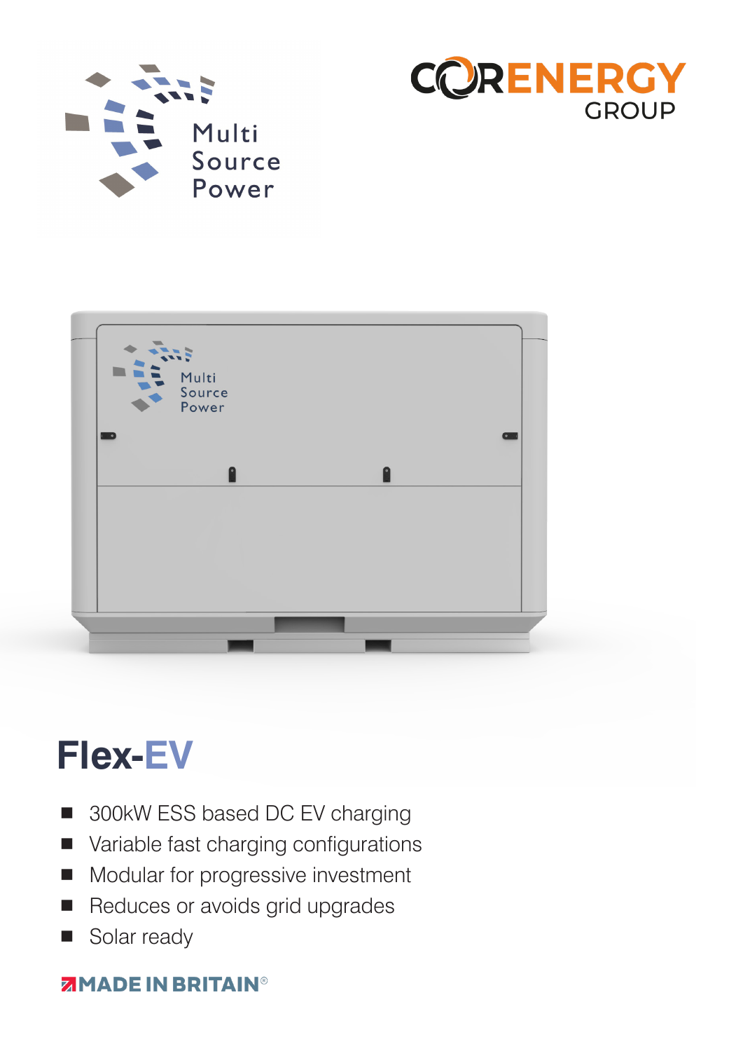Multi Source Power

CORENERGY GROUP

# Flex-EV

- 300kW ESS based DC EV charging
- Variable fast charging configurations
- Modular for progressive investment
- Reduces or avoids grid upgrades
- Solar ready

MADE IN BRITAIN®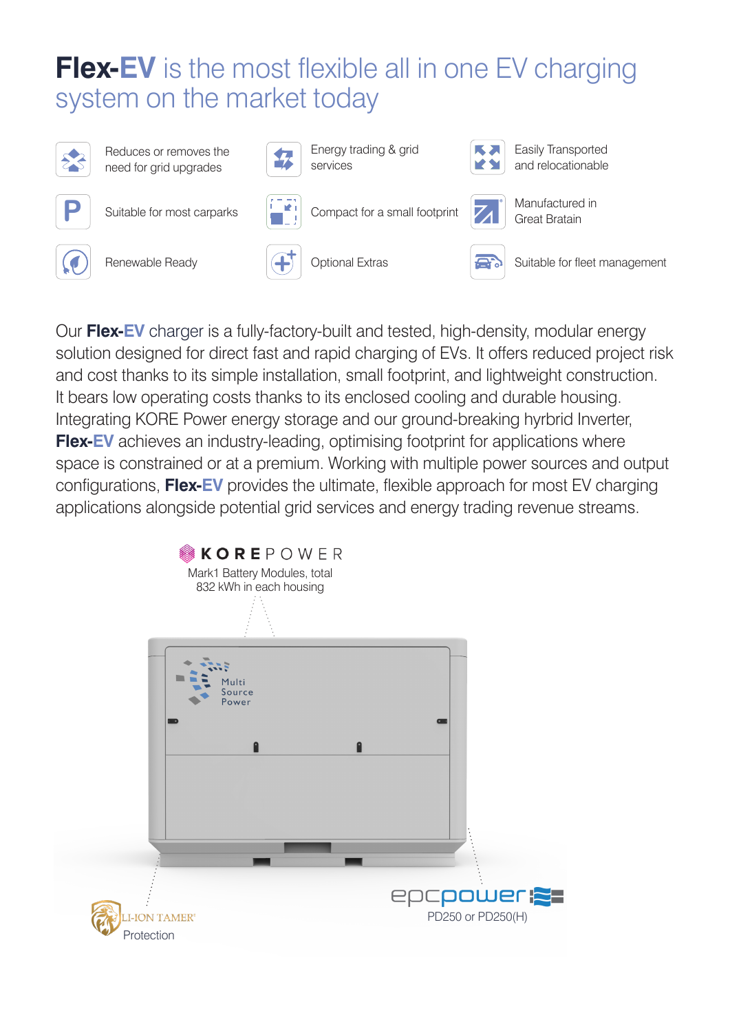# **Flex-EV** is the most flexible all in one EV charging system on the market today

- Reduces or removes the need for grid upgrades
- Energy trading & grid services
- Easily Transported and relocationable
- Suitable for most carparks
- Compact for a small footprint
- Manufactured in Great Bratain
- Renewable Ready
- Optional Extras
- Suitable for fleet management

Our **Flex-EV** charger is a fully-factory-built and tested, high-density, modular energy solution designed for direct fast and rapid charging of EVs. It offers reduced project risk and cost thanks to its simple installation, small footprint, and lightweight construction. It bears low operating costs thanks to its enclosed cooling and durable housing. Integrating KORE Power energy storage and our ground-breaking hyrbrid Inverter, **Flex-EV** achieves an industry-leading, optimising footprint for applications where space is constrained or at a premium. Working with multiple power sources and output configurations, **Flex-EV** provides the ultimate, flexible approach for most EV charging applications alongside potential grid services and energy trading revenue streams.

KOREPOWER
Mark1 Battery Modules, total 832 kWh in each housing

Multi Source Power

LI-ION TAMER®
Protection

epcpower
PD250 or PD250(H)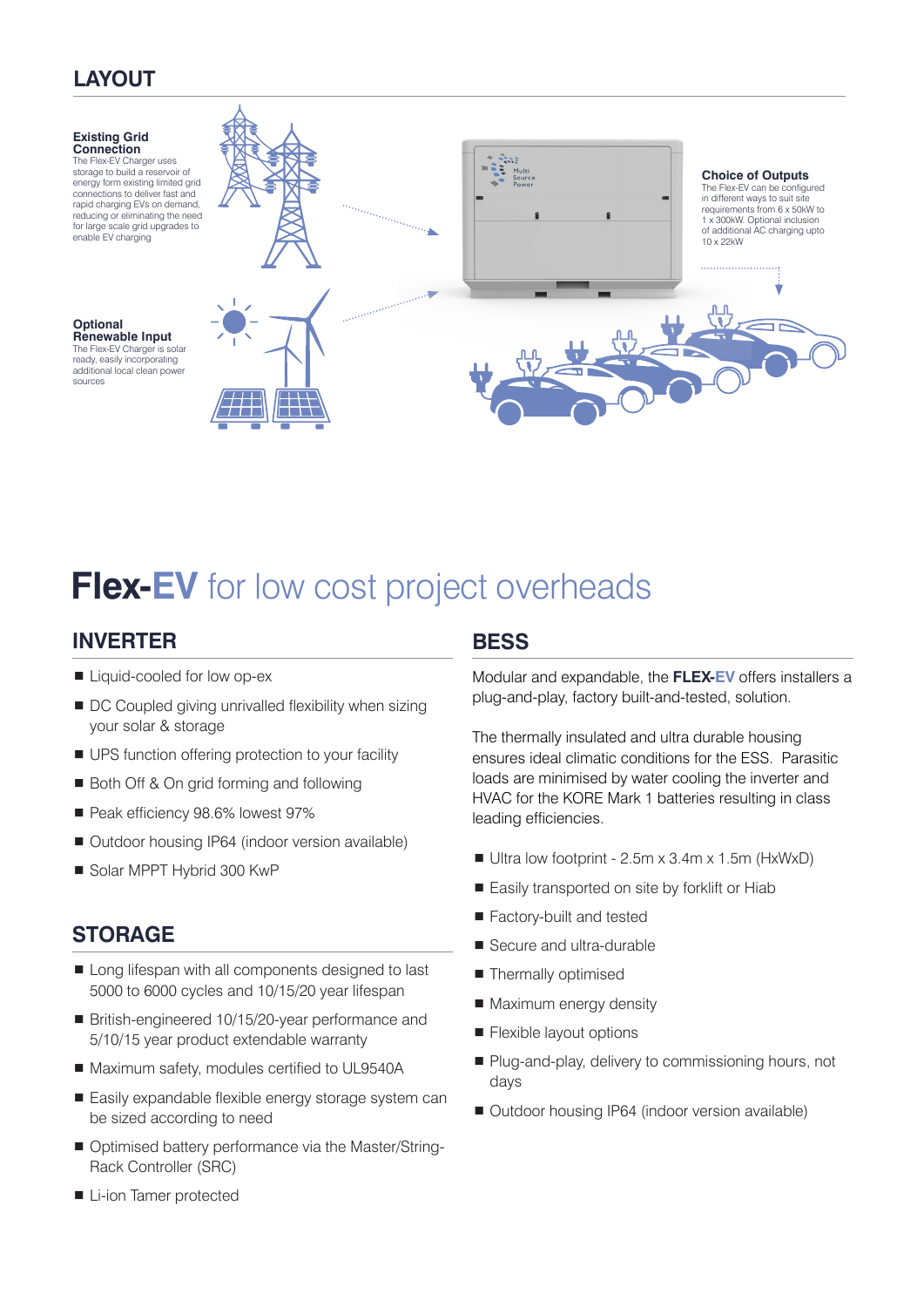## LAYOUT

**Existing Grid Connection**
The Flex-EV Charger uses storage to build a reservoir of energy form existing limited grid connections to deliver fast and rapid charging EVs on demand, reducing or eliminating the need for large scale grid upgrades to enable EV charging

**Optional Renewable Input**
The Flex-EV Charger is solar ready, easily incorporating additional local clean power sources

**Choice of Outputs**
The Flex-EV can be configured in different ways to suit site requirements from 6 x 50kW to 1 x 300kW. Optional inclusion of additional AC charging upto 10 x 22kW

# **Flex-EV** for low cost project overheads

## INVERTER

- Liquid-cooled for low op-ex
- DC Coupled giving unrivalled flexibility when sizing your solar & storage
- UPS function offering protection to your facility
- Both Off & On grid forming and following
- Peak efficiency 98.6% lowest 97%
- Outdoor housing IP64 (indoor version available)
- Solar MPPT Hybrid 300 KwP

## STORAGE

- Long lifespan with all components designed to last 5000 to 6000 cycles and 10/15/20 year lifespan
- British-engineered 10/15/20-year performance and 5/10/15 year product extendable warranty
- Maximum safety, modules certified to UL9540A
- Easily expandable flexible energy storage system can be sized according to need
- Optimised battery performance via the Master/String-Rack Controller (SRC)
- Li-ion Tamer protected

## BESS

Modular and expandable, the **FLEX-EV** offers installers a plug-and-play, factory built-and-tested, solution.

The thermally insulated and ultra durable housing ensures ideal climatic conditions for the ESS. Parasitic loads are minimised by water cooling the inverter and HVAC for the KORE Mark 1 batteries resulting in class leading efficiencies.

- Ultra low footprint - 2.5m x 3.4m x 1.5m (HxWxD)
- Easily transported on site by forklift or Hiab
- Factory-built and tested
- Secure and ultra-durable
- Thermally optimised
- Maximum energy density
- Flexible layout options
- Plug-and-play, delivery to commissioning hours, not days
- Outdoor housing IP64 (indoor version available)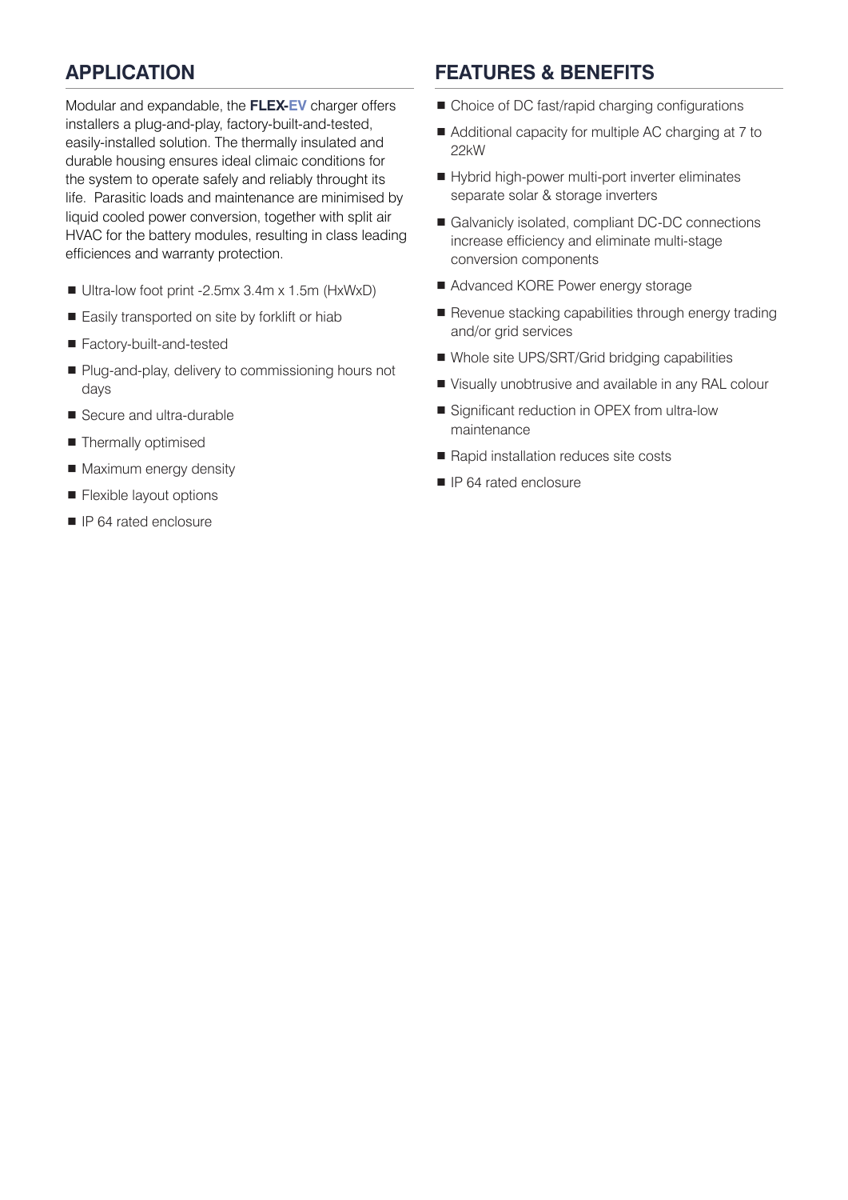## APPLICATION

Modular and expandable, the **FLEX-EV** charger offers installers a plug-and-play, factory-built-and-tested, easily-installed solution. The thermally insulated and durable housing ensures ideal climaic conditions for the system to operate safely and reliably throught its life.  Parasitic loads and maintenance are minimised by liquid cooled power conversion, together with split air HVAC for the battery modules, resulting in class leading efficiences and warranty protection.

- Ultra-low foot print -2.5mx 3.4m x 1.5m (HxWxD)
- Easily transported on site by forklift or hiab
- Factory-built-and-tested
- Plug-and-play, delivery to commissioning hours not days
- Secure and ultra-durable
- Thermally optimised
- Maximum energy density
- Flexible layout options
- IP 64 rated enclosure

## FEATURES & BENEFITS

- Choice of DC fast/rapid charging configurations
- Additional capacity for multiple AC charging at 7 to 22kW
- Hybrid high-power multi-port inverter eliminates separate solar & storage inverters
- Galvanicly isolated, compliant DC-DC connections increase efficiency and eliminate multi-stage conversion components
- Advanced KORE Power energy storage
- Revenue stacking capabilities through energy trading and/or grid services
- Whole site UPS/SRT/Grid bridging capabilities
- Visually unobtrusive and available in any RAL colour
- Significant reduction in OPEX from ultra-low maintenance
- Rapid installation reduces site costs
- IP 64 rated enclosure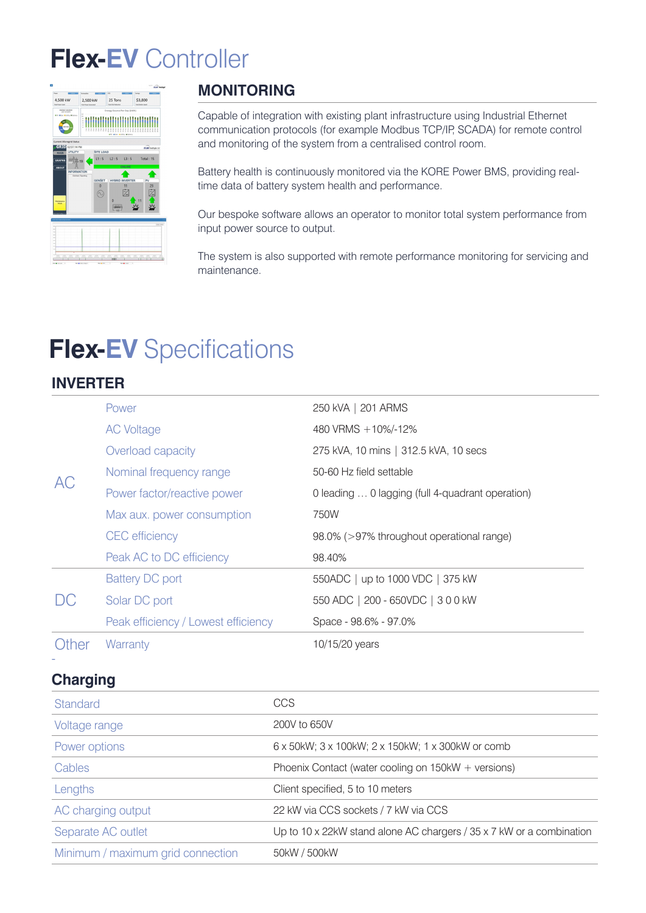# Flex-EV Controller

## MONITORING

Capable of integration with existing plant infrastructure using Industrial Ethernet communication protocols (for example Modbus TCP/IP, SCADA) for remote control and monitoring of the system from a centralised control room.

Battery health is continuously monitored via the KORE Power BMS, providing real-time data of battery system health and performance.

Our bespoke software allows an operator to monitor total system performance from input power source to output.

The system is also supported with remote performance monitoring for servicing and maintenance.

# Flex-EV Specifications

## INVERTER

| | | |
|---|---|---|
| AC | Power | 250 kVA \| 201 ARMS |
| | AC Voltage | 480 VRMS +10%/-12% |
| | Overload capacity | 275 kVA, 10 mins \| 312.5 kVA, 10 secs |
| | Nominal frequency range | 50-60 Hz field settable |
| | Power factor/reactive power | 0 leading … 0 lagging (full 4-quadrant operation) |
| | Max aux. power consumption | 750W |
| | CEC efficiency | 98.0% (>97% throughout operational range) |
| | Peak AC to DC efficiency | 98.40% |
| DC | Battery DC port | 550ADC \| up to 1000 VDC \| 375 kW |
| | Solar DC port | 550 ADC \| 200 - 650VDC \| 3 0 0 kW |
| | Peak efficiency / Lowest efficiency | Space - 98.6% - 97.0% |
| Other | Warranty | 10/15/20 years |

## Charging

| | |
|---|---|
| Standard | CCS |
| Voltage range | 200V to 650V |
| Power options | 6 x 50kW; 3 x 100kW; 2 x 150kW; 1 x 300kW or comb |
| Cables | Phoenix Contact (water cooling on 150kW + versions) |
| Lengths | Client specified, 5 to 10 meters |
| AC charging output | 22 kW via CCS sockets / 7 kW via CCS |
| Separate AC outlet | Up to 10 x 22kW stand alone AC chargers / 35 x 7 kW or a combination |
| Minimum / maximum grid connection | 50kW / 500kW |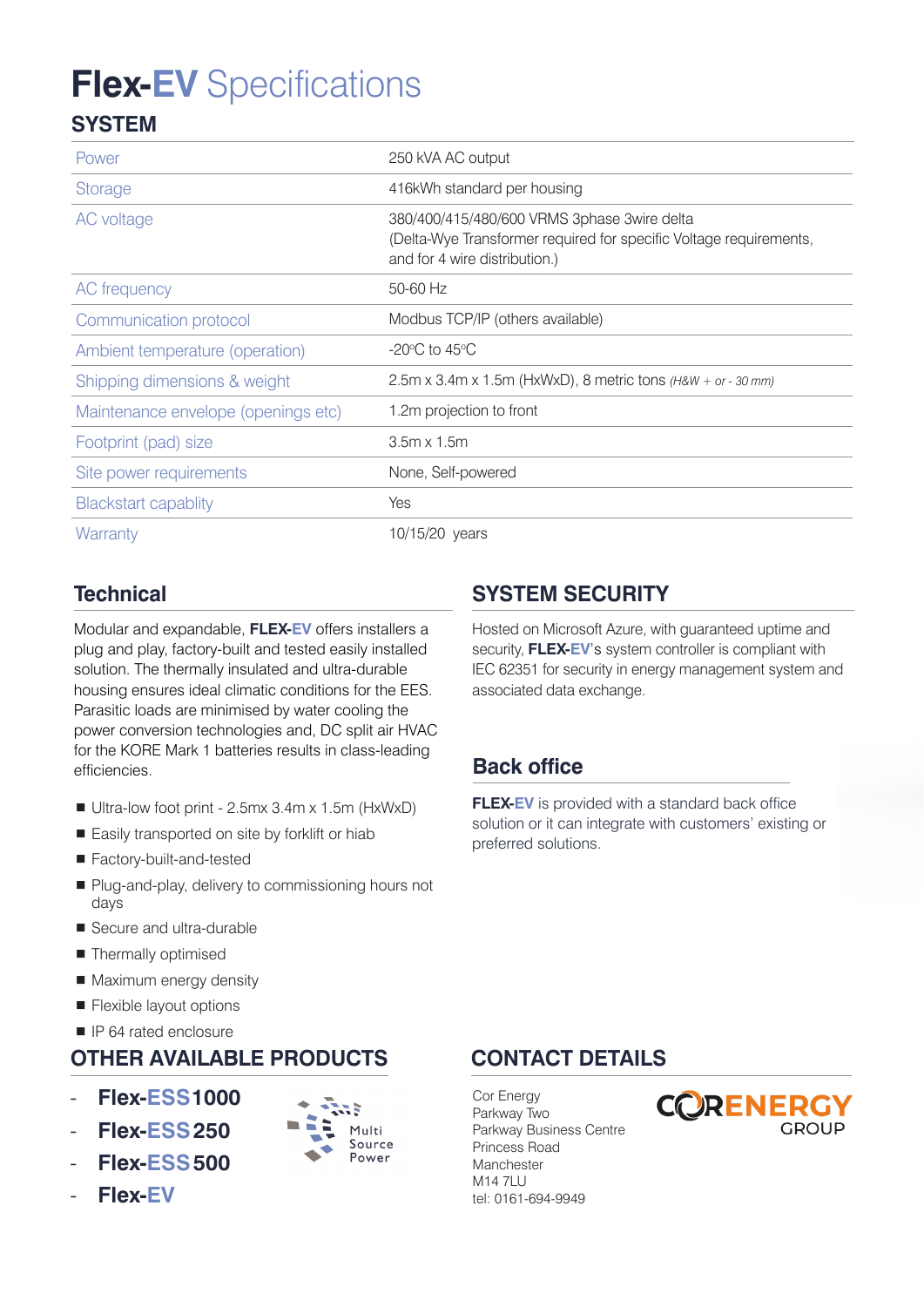# Flex-EV Specifications

## SYSTEM

| | |
|---|---|
| Power | 250 kVA AC output |
| Storage | 416kWh standard per housing |
| AC voltage | 380/400/415/480/600 VRMS 3phase 3wire delta (Delta-Wye Transformer required for specific Voltage requirements, and for 4 wire distribution.) |
| AC frequency | 50-60 Hz |
| Communication protocol | Modbus TCP/IP (others available) |
| Ambient temperature (operation) | -20°C to 45°C |
| Shipping dimensions & weight | 2.5m x 3.4m x 1.5m (HxWxD), 8 metric tons *(H&W + or - 30 mm)* |
| Maintenance envelope (openings etc) | 1.2m projection to front |
| Footprint (pad) size | 3.5m x 1.5m |
| Site power requirements | None, Self-powered |
| Blackstart capablity | Yes |
| Warranty | 10/15/20 years |

## Technical

Modular and expandable, **FLEX-EV** offers installers a plug and play, factory-built and tested easily installed solution. The thermally insulated and ultra-durable housing ensures ideal climatic conditions for the EES. Parasitic loads are minimised by water cooling the power conversion technologies and, DC split air HVAC for the KORE Mark 1 batteries results in class-leading efficiencies.

- Ultra-low foot print - 2.5mx 3.4m x 1.5m (HxWxD)
- Easily transported on site by forklift or hiab
- Factory-built-and-tested
- Plug-and-play, delivery to commissioning hours not days
- Secure and ultra-durable
- Thermally optimised
- Maximum energy density
- Flexible layout options
- IP 64 rated enclosure

## SYSTEM SECURITY

Hosted on Microsoft Azure, with guaranteed uptime and security, **FLEX-EV**'s system controller is compliant with IEC 62351 for security in energy management system and associated data exchange.

## Back office

**FLEX-EV** is provided with a standard back office solution or it can integrate with customers' existing or preferred solutions.

## OTHER AVAILABLE PRODUCTS

- **Flex-ESS 1000**
- **Flex-ESS 250**
- **Flex-ESS 500**
- **Flex-EV**

Multi Source Power

## CONTACT DETAILS

Cor Energy
Parkway Two
Parkway Business Centre
Princess Road
Manchester
M14 7LU
tel: 0161-694-9949

CORENERGY GROUP